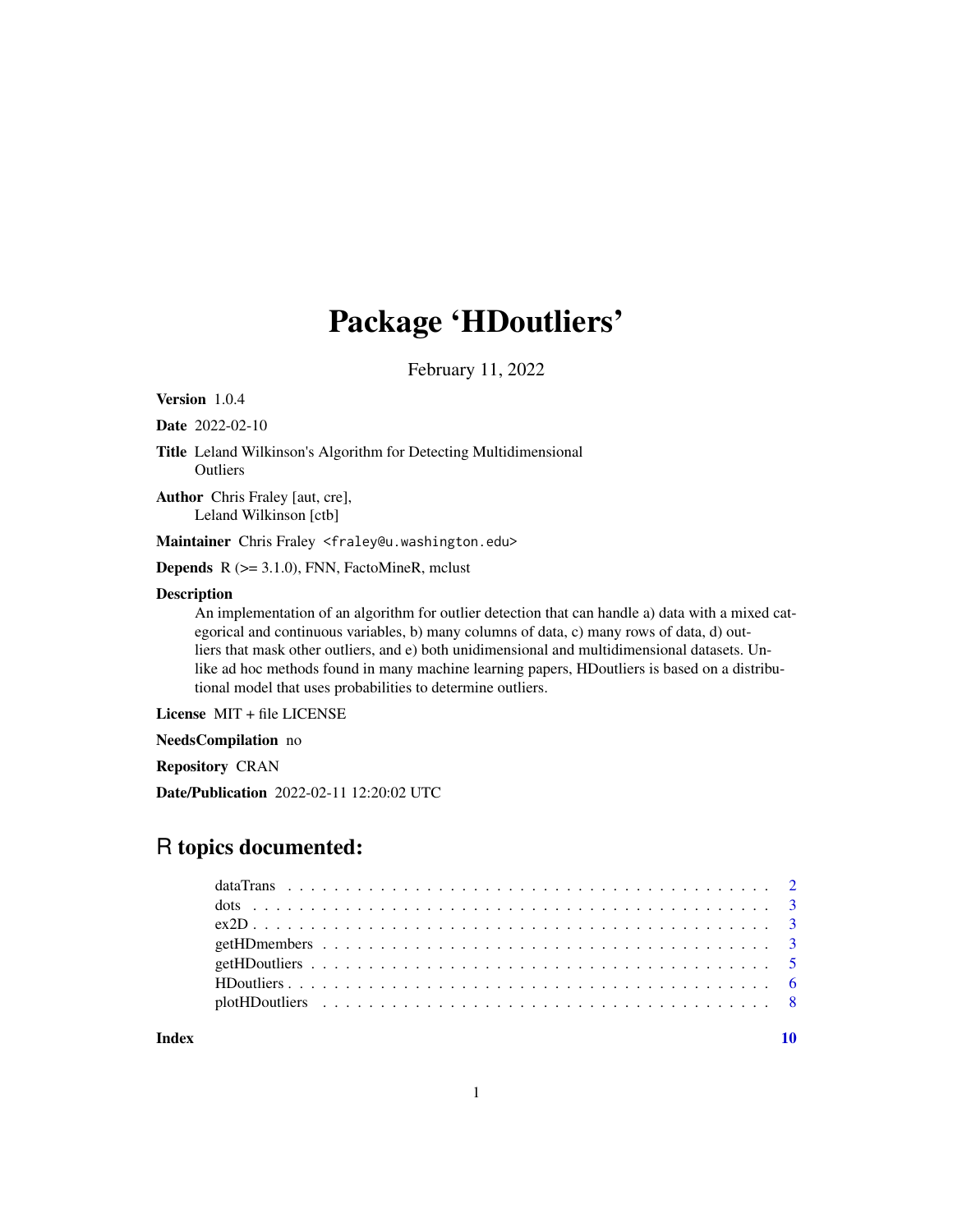# Package 'HDoutliers'

February 11, 2022

**Version** 1.0.4

**Date** 2022-02-10

**Title** Leland Wilkinson's Algorithm for Detecting Multidimensional Outliers

**Author** Chris Fraley [aut, cre], Leland Wilkinson [ctb]

**Maintainer** Chris Fraley <fraley@u.washington.edu>

**Depends** R (>= 3.1.0), FNN, FactoMineR, mclust

**Description** An implementation of an algorithm for outlier detection that can handle a) data with a mixed categorical and continuous variables, b) many columns of data, c) many rows of data, d) outliers that mask other outliers, and e) both unidimensional and multidimensional datasets. Unlike ad hoc methods found in many machine learning papers, HDoutliers is based on a distributional model that uses probabilities to determine outliers.

**License** MIT + file LICENSE

**NeedsCompilation** no

**Repository** CRAN

**Date/Publication** 2022-02-11 12:20:02 UTC

## R topics documented:

| | |
|---|---|
| dataTrans | 2 |
| dots | 3 |
| ex2D | 3 |
| getHDmembers | 3 |
| getHDoutliers | 5 |
| HDoutliers | 6 |
| plotHDoutliers | 8 |
| **Index** | 10 |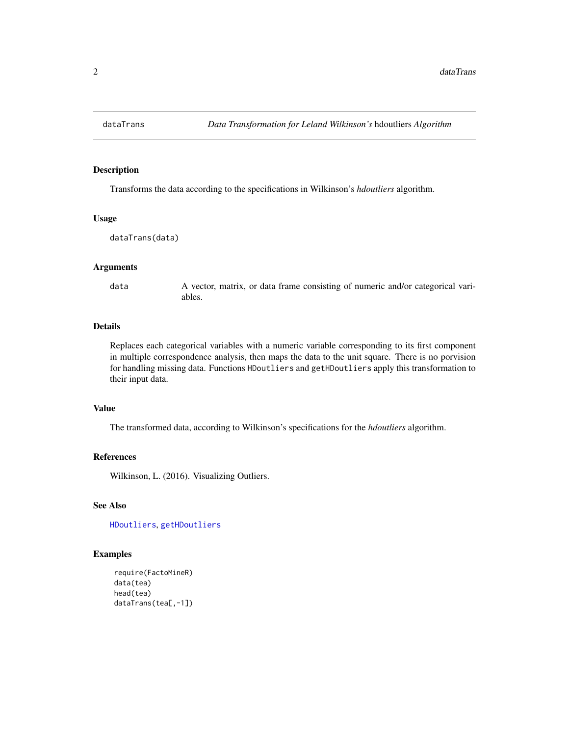dataTrans — *Data Transformation for Leland Wilkinson's* hdoutliers *Algorithm*

## Description

Transforms the data according to the specifications in Wilkinson's *hdoutliers* algorithm.

## Usage

```
dataTrans(data)
```

## Arguments

| | |
|---|---|
| data | A vector, matrix, or data frame consisting of numeric and/or categorical variables. |

## Details

Replaces each categorical variables with a numeric variable corresponding to its first component in multiple correspondence analysis, then maps the data to the unit square. There is no porvision for handling missing data. Functions `HDoutliers` and `getHDoutliers` apply this transformation to their input data.

## Value

The transformed data, according to Wilkinson's specifications for the *hdoutliers* algorithm.

## References

Wilkinson, L. (2016). Visualizing Outliers.

## See Also

`HDoutliers`, `getHDoutliers`

## Examples

```
require(FactoMineR)
data(tea)
head(tea)
dataTrans(tea[,-1])
```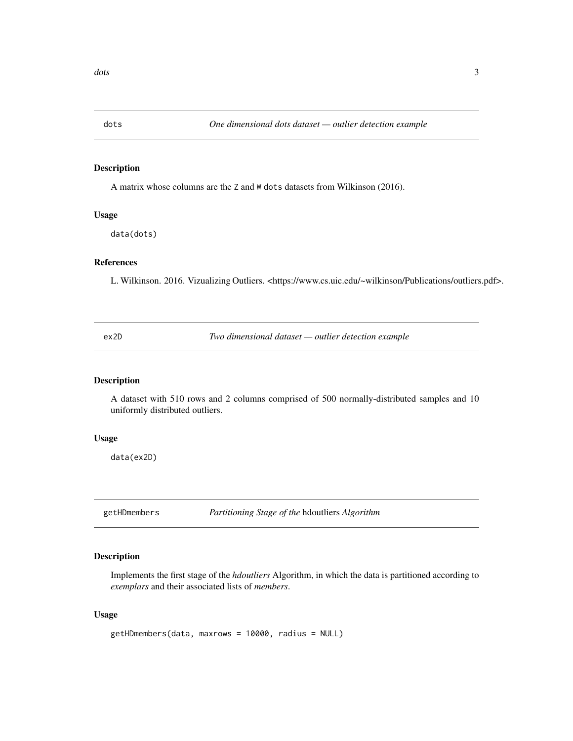## dots — *One dimensional dots dataset — outlier detection example*

### Description

A matrix whose columns are the `Z` and `W` `dots` datasets from Wilkinson (2016).

### Usage

```
data(dots)
```

### References

L. Wilkinson. 2016. Vizualizing Outliers. <https://www.cs.uic.edu/~wilkinson/Publications/outliers.pdf>.

## ex2D — *Two dimensional dataset — outlier detection example*

### Description

A dataset with 510 rows and 2 columns comprised of 500 normally-distributed samples and 10 uniformly distributed outliers.

### Usage

```
data(ex2D)
```

## getHDmembers — *Partitioning Stage of the* hdoutliers *Algorithm*

### Description

Implements the first stage of the *hdoutliers* Algorithm, in which the data is partitioned according to *exemplars* and their associated lists of *members*.

### Usage

```
getHDmembers(data, maxrows = 10000, radius = NULL)
```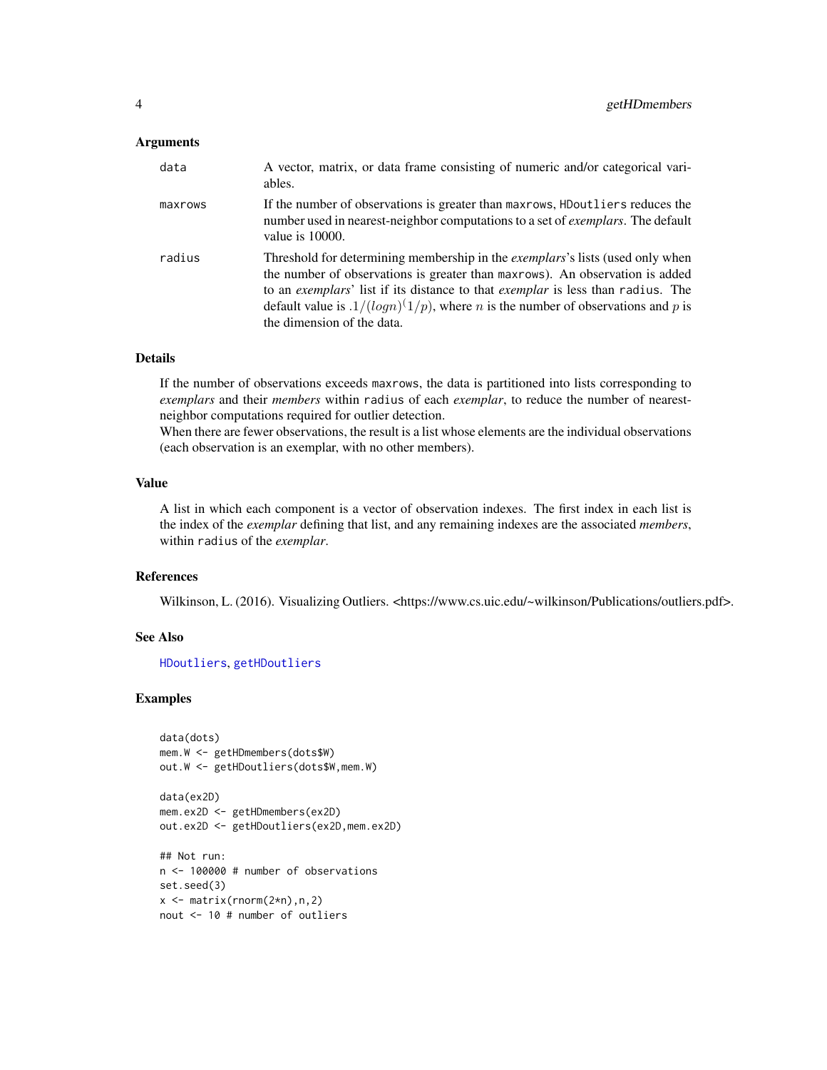### Arguments

| | |
|---|---|
| data | A vector, matrix, or data frame consisting of numeric and/or categorical variables. |
| maxrows | If the number of observations is greater than maxrows, HDoutliers reduces the number used in nearest-neighbor computations to a set of *exemplars*. The default value is 10000. |
| radius | Threshold for determining membership in the *exemplars*'s lists (used only when the number of observations is greater than maxrows). An observation is added to an *exemplars*' list if its distance to that *exemplar* is less than radius. The default value is $.1/(log n)^(1/p)$, where $n$ is the number of observations and $p$ is the dimension of the data. |

### Details

If the number of observations exceeds maxrows, the data is partitioned into lists corresponding to *exemplars* and their *members* within radius of each *exemplar*, to reduce the number of nearest-neighbor computations required for outlier detection.
When there are fewer observations, the result is a list whose elements are the individual observations (each observation is an exemplar, with no other members).

### Value

A list in which each component is a vector of observation indexes. The first index in each list is the index of the *exemplar* defining that list, and any remaining indexes are the associated *members*, within radius of the *exemplar*.

### References

Wilkinson, L. (2016). Visualizing Outliers. <https://www.cs.uic.edu/~wilkinson/Publications/outliers.pdf>.

### See Also

HDoutliers, getHDoutliers

### Examples

```
data(dots)
mem.W <- getHDmembers(dots$W)
out.W <- getHDoutliers(dots$W,mem.W)

data(ex2D)
mem.ex2D <- getHDmembers(ex2D)
out.ex2D <- getHDoutliers(ex2D,mem.ex2D)

## Not run:
n <- 100000 # number of observations
set.seed(3)
x <- matrix(rnorm(2*n),n,2)
nout <- 10 # number of outliers
```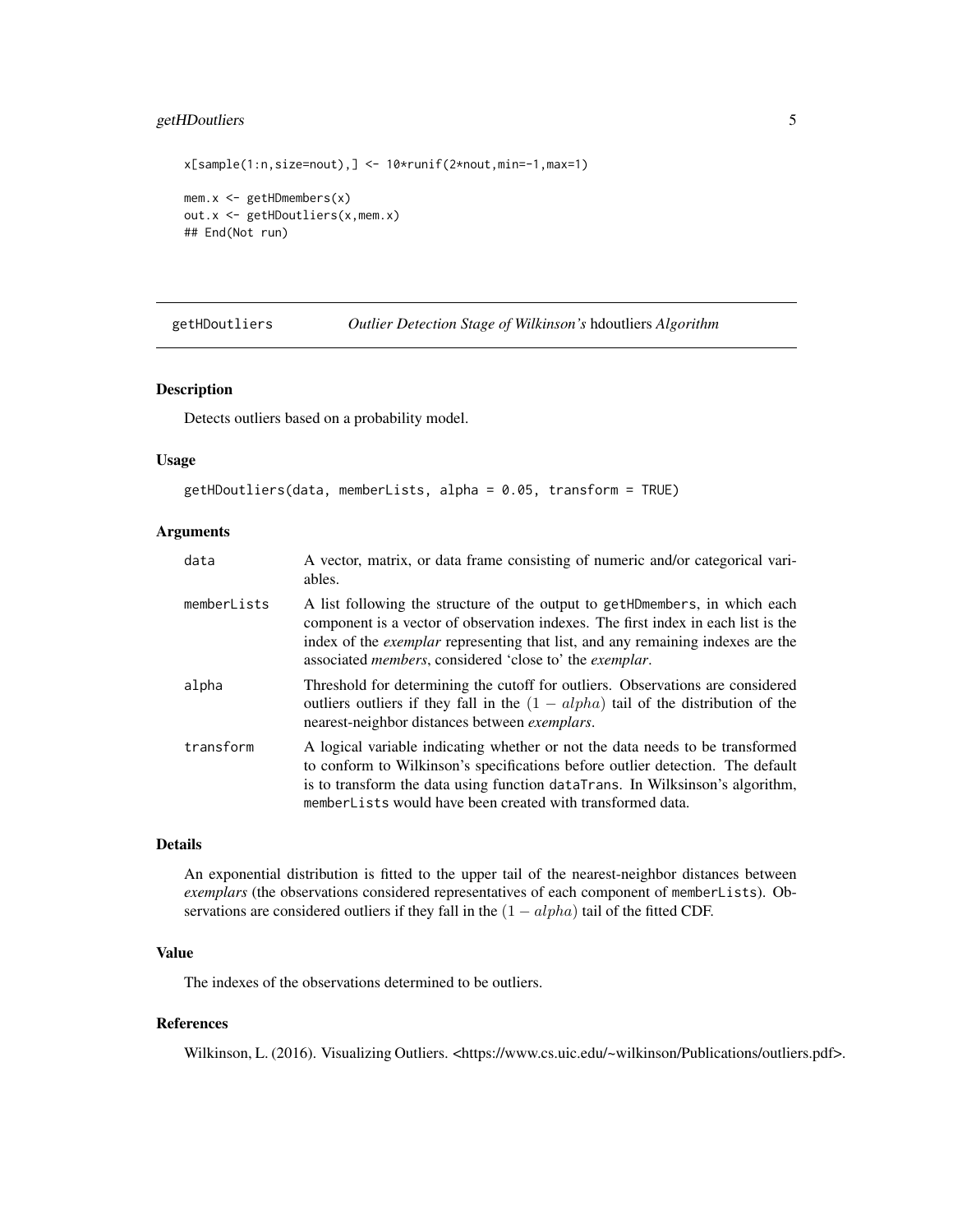```
x[sample(1:n,size=nout),] <- 10*runif(2*nout,min=-1,max=1)

mem.x <- getHDmembers(x)
out.x <- getHDoutliers(x,mem.x)
## End(Not run)
```

## getHDoutliers *Outlier Detection Stage of Wilkinson's* hdoutliers *Algorithm*

### Description

Detects outliers based on a probability model.

### Usage

```
getHDoutliers(data, memberLists, alpha = 0.05, transform = TRUE)
```

### Arguments

| | |
|---|---|
| data | A vector, matrix, or data frame consisting of numeric and/or categorical variables. |
| memberLists | A list following the structure of the output to getHDmembers, in which each component is a vector of observation indexes. The first index in each list is the index of the *exemplar* representing that list, and any remaining indexes are the associated *members*, considered 'close to' the *exemplar*. |
| alpha | Threshold for determining the cutoff for outliers. Observations are considered outliers outliers if they fall in the $(1 - alpha)$ tail of the distribution of the nearest-neighbor distances between *exemplars*. |
| transform | A logical variable indicating whether or not the data needs to be transformed to conform to Wilkinson's specifications before outlier detection. The default is to transform the data using function dataTrans. In Wilksinson's algorithm, memberLists would have been created with transformed data. |

### Details

An exponential distribution is fitted to the upper tail of the nearest-neighbor distances between *exemplars* (the observations considered representatives of each component of memberLists). Observations are considered outliers if they fall in the $(1 - alpha)$ tail of the fitted CDF.

### Value

The indexes of the observations determined to be outliers.

### References

Wilkinson, L. (2016). Visualizing Outliers. <https://www.cs.uic.edu/~wilkinson/Publications/outliers.pdf>.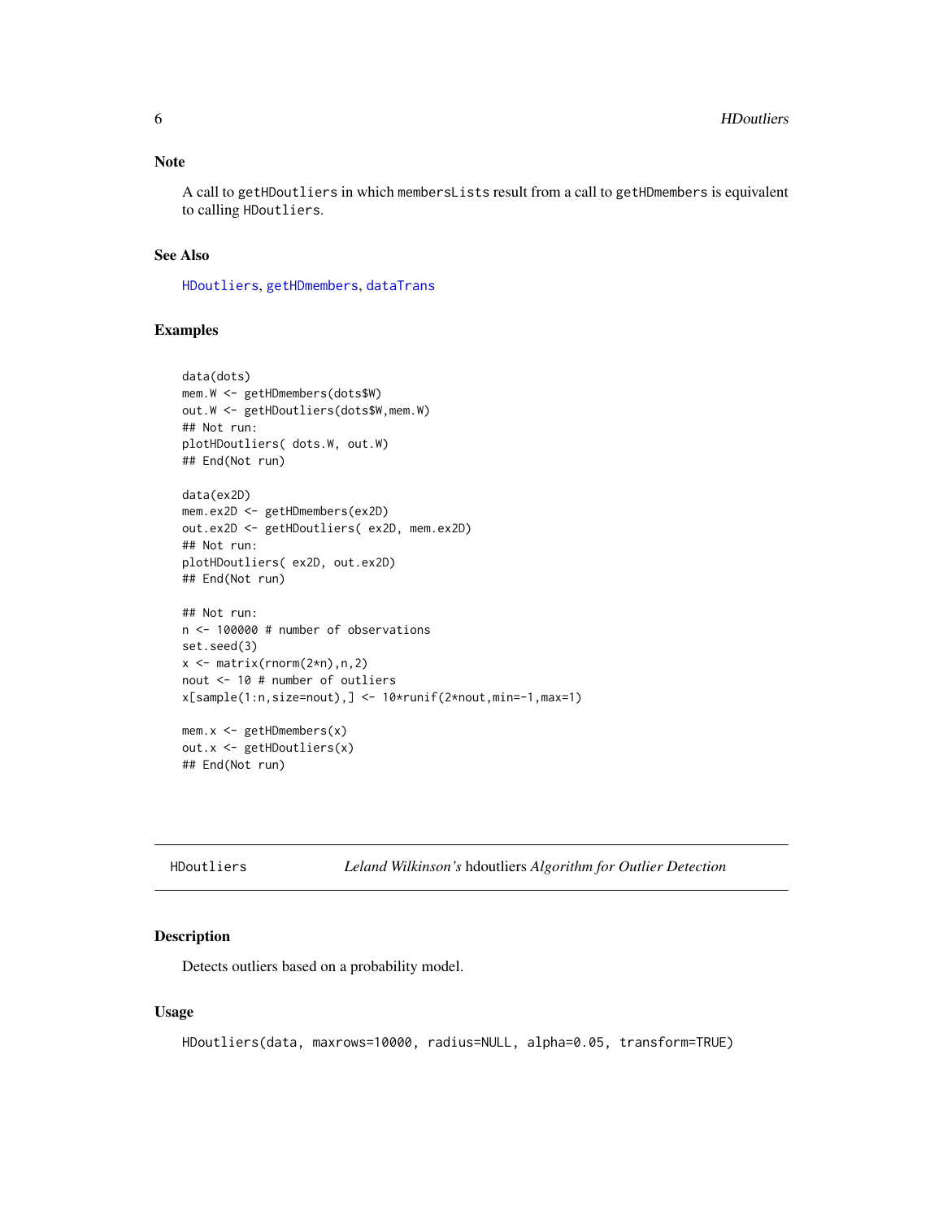### Note

A call to getHDoutliers in which membersLists result from a call to getHDmembers is equivalent to calling HDoutliers.

### See Also

HDoutliers, getHDmembers, dataTrans

### Examples

```
data(dots)
mem.W <- getHDmembers(dots$W)
out.W <- getHDoutliers(dots$W,mem.W)
## Not run:
plotHDoutliers( dots.W, out.W)
## End(Not run)

data(ex2D)
mem.ex2D <- getHDmembers(ex2D)
out.ex2D <- getHDoutliers( ex2D, mem.ex2D)
## Not run:
plotHDoutliers( ex2D, out.ex2D)
## End(Not run)

## Not run:
n <- 100000 # number of observations
set.seed(3)
x <- matrix(rnorm(2*n),n,2)
nout <- 10 # number of outliers
x[sample(1:n,size=nout),] <- 10*runif(2*nout,min=-1,max=1)

mem.x <- getHDmembers(x)
out.x <- getHDoutliers(x)
## End(Not run)
```

---

## HDoutliers — *Leland Wilkinson's* hdoutliers *Algorithm for Outlier Detection*

### Description

Detects outliers based on a probability model.

### Usage

```
HDoutliers(data, maxrows=10000, radius=NULL, alpha=0.05, transform=TRUE)
```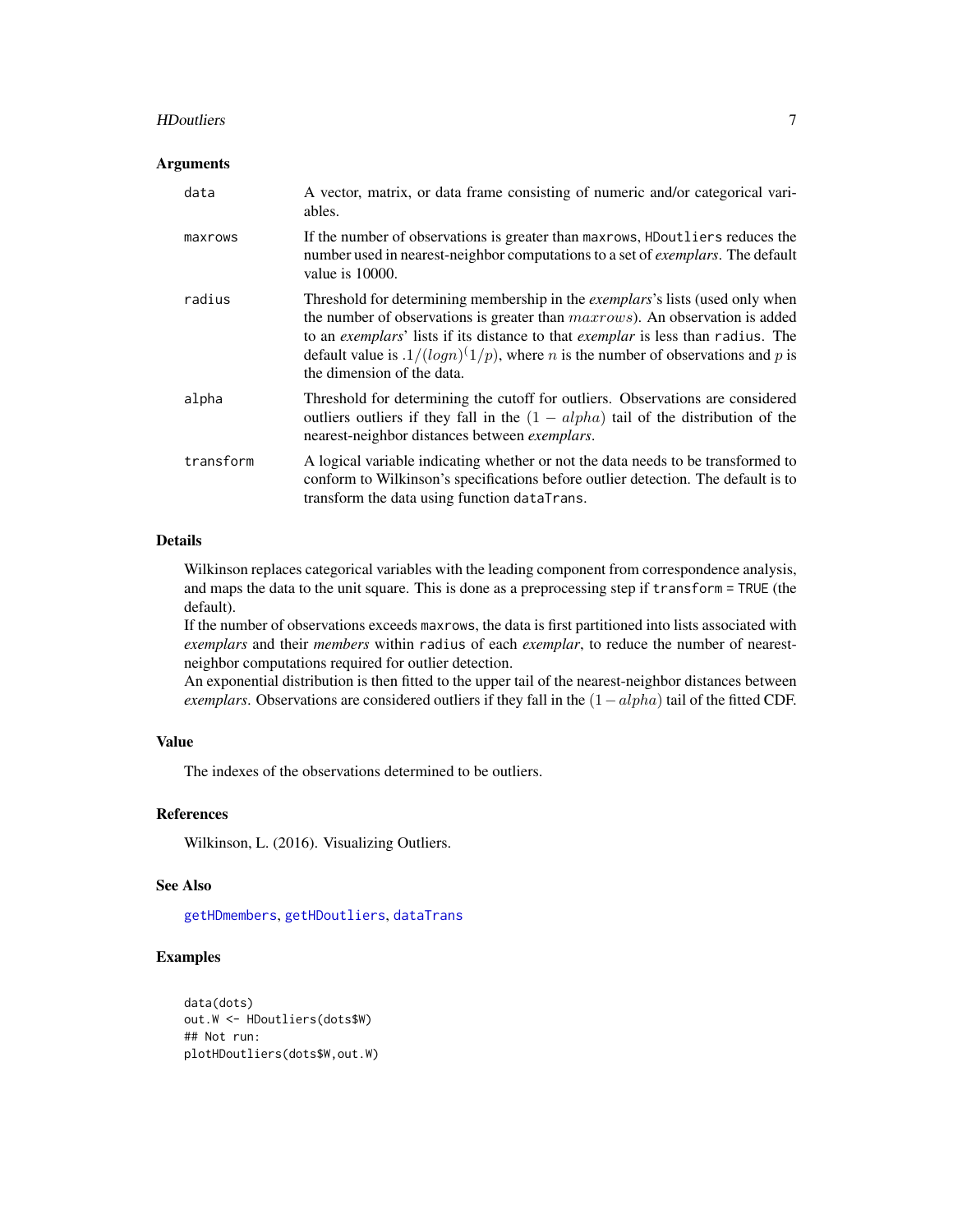### Arguments

| | |
|---|---|
| `data` | A vector, matrix, or data frame consisting of numeric and/or categorical variables. |
| `maxrows` | If the number of observations is greater than `maxrows`, `HDoutliers` reduces the number used in nearest-neighbor computations to a set of *exemplars*. The default value is 10000. |
| `radius` | Threshold for determining membership in the *exemplars*'s lists (used only when the number of observations is greater than $maxrows$). An observation is added to an *exemplars*' lists if its distance to that *exemplar* is less than `radius`. The default value is $.1/(logn)^(1/p)$, where $n$ is the number of observations and $p$ is the dimension of the data. |
| `alpha` | Threshold for determining the cutoff for outliers. Observations are considered outliers outliers if they fall in the $(1 - alpha)$ tail of the distribution of the nearest-neighbor distances between *exemplars*. |
| `transform` | A logical variable indicating whether or not the data needs to be transformed to conform to Wilkinson's specifications before outlier detection. The default is to transform the data using function `dataTrans`. |

### Details

Wilkinson replaces categorical variables with the leading component from correspondence analysis, and maps the data to the unit square. This is done as a preprocessing step if `transform = TRUE` (the default).

If the number of observations exceeds `maxrows`, the data is first partitioned into lists associated with *exemplars* and their *members* within `radius` of each *exemplar*, to reduce the number of nearest-neighbor computations required for outlier detection.

An exponential distribution is then fitted to the upper tail of the nearest-neighbor distances between *exemplars*. Observations are considered outliers if they fall in the $(1 - alpha)$ tail of the fitted CDF.

### Value

The indexes of the observations determined to be outliers.

### References

Wilkinson, L. (2016). Visualizing Outliers.

### See Also

`getHDmembers`, `getHDoutliers`, `dataTrans`

### Examples

```
data(dots)
out.W <- HDoutliers(dots$W)
## Not run:
plotHDoutliers(dots$W,out.W)
```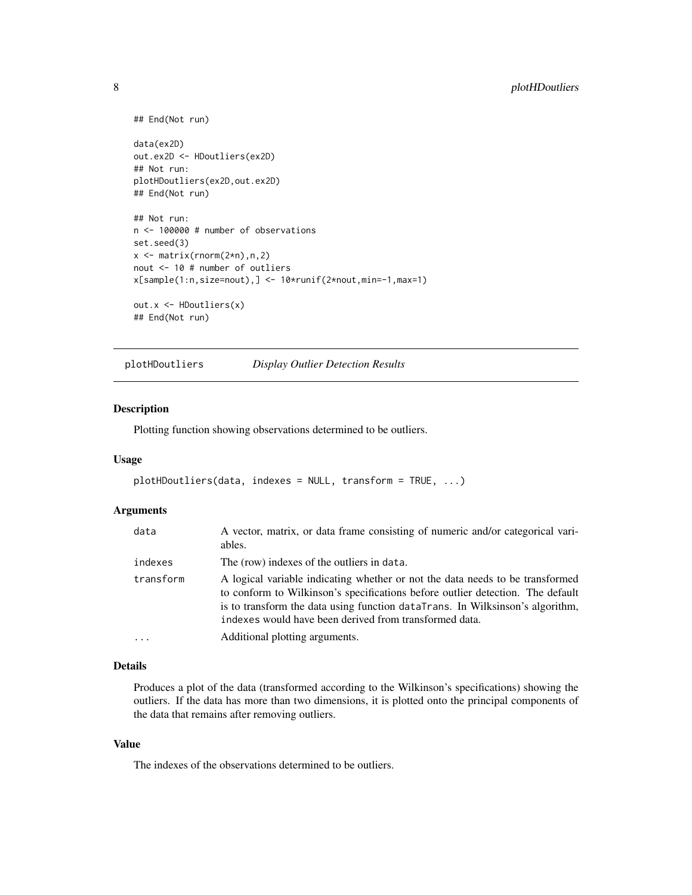```
## End(Not run)

data(ex2D)
out.ex2D <- HDoutliers(ex2D)
## Not run:
plotHDoutliers(ex2D,out.ex2D)
## End(Not run)

## Not run:
n <- 100000 # number of observations
set.seed(3)
x <- matrix(rnorm(2*n),n,2)
nout <- 10 # number of outliers
x[sample(1:n,size=nout),] <- 10*runif(2*nout,min=-1,max=1)

out.x <- HDoutliers(x)
## End(Not run)
```

---

## plotHDoutliers — *Display Outlier Detection Results*

### Description

Plotting function showing observations determined to be outliers.

### Usage

```
plotHDoutliers(data, indexes = NULL, transform = TRUE, ...)
```

### Arguments

| | |
|---|---|
| `data` | A vector, matrix, or data frame consisting of numeric and/or categorical variables. |
| `indexes` | The (row) indexes of the outliers in `data`. |
| `transform` | A logical variable indicating whether or not the data needs to be transformed to conform to Wilkinson's specifications before outlier detection. The default is to transform the data using function `dataTrans`. In Wilksinson's algorithm, `indexes` would have been derived from transformed data. |
| `...` | Additional plotting arguments. |

### Details

Produces a plot of the data (transformed according to the Wilkinson's specifications) showing the outliers. If the data has more than two dimensions, it is plotted onto the principal components of the data that remains after removing outliers.

### Value

The indexes of the observations determined to be outliers.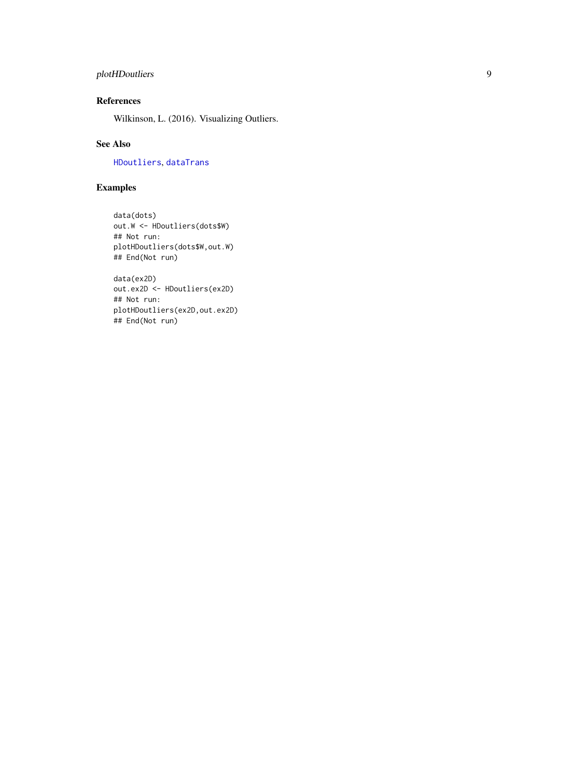## References

Wilkinson, L. (2016). Visualizing Outliers.

## See Also

`HDoutliers`, `dataTrans`

## Examples

```
data(dots)
out.W <- HDoutliers(dots$W)
## Not run:
plotHDoutliers(dots$W,out.W)
## End(Not run)

data(ex2D)
out.ex2D <- HDoutliers(ex2D)
## Not run:
plotHDoutliers(ex2D,out.ex2D)
## End(Not run)
```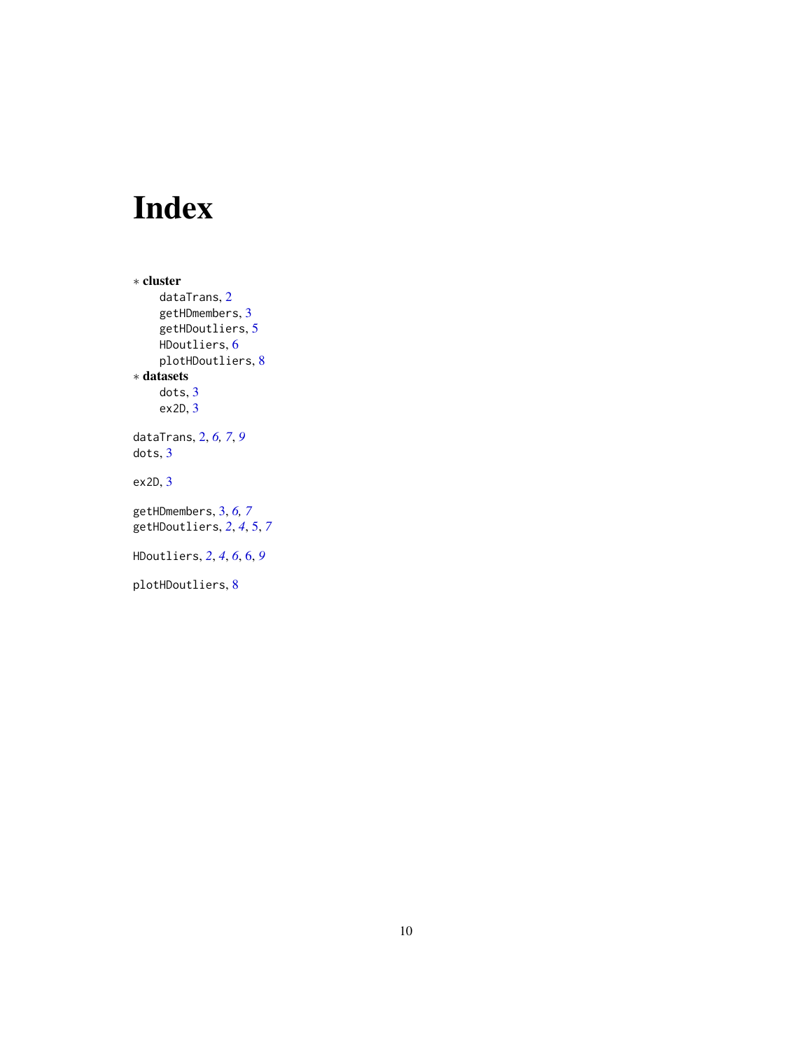# Index

∗ **cluster**
  dataTrans, 2
  getHDmembers, 3
  getHDoutliers, 5
  HDoutliers, 6
  plotHDoutliers, 8

∗ **datasets**
  dots, 3
  ex2D, 3

dataTrans, 2, *6, 7*, *9*
dots, 3

ex2D, 3

getHDmembers, 3, *6, 7*
getHDoutliers, *2*, *4*, 5, *7*

HDoutliers, *2*, *4*, *6*, 6, *9*

plotHDoutliers, 8